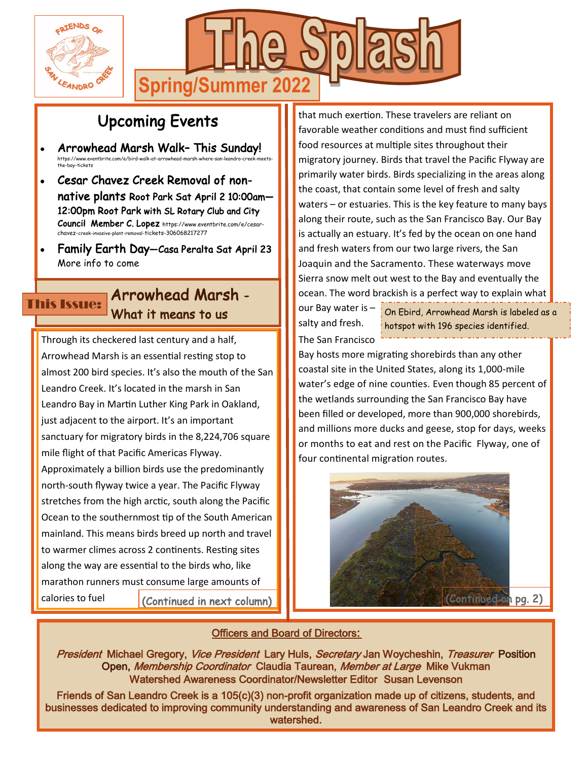# The Splash

**Spring/Summer 2022**

FRIENDS OF SAN LEANDRO CREEK

## Upcoming Events

- **Arrowhead Marsh Walk– This Sunday!** https://www.eventbrite.com/e/bird-walk-at-arrowhead-marsh-where-san-leandro-creek-meets-the-bay-tickets
- **Cesar Chavez Creek Removal of non-native plants** Root Park Sat April 2 10:00am—12:00pm Root Park with SL Rotary Club and City Council Member C. Lopez https://www.eventbrite.com/e/cesar-chavez-creek-invasive-plant-removal-tickets-306068217277
- **Family Earth Day**—Casa Peralta Sat April 23 More info to come

**This Issue:**

## Arrowhead Marsh - What it means to us

Through its checkered last century and a half, Arrowhead Marsh is an essential resting stop to almost 200 bird species. It's also the mouth of the San Leandro Creek. It's located in the marsh in San Leandro Bay in Martin Luther King Park in Oakland, just adjacent to the airport. It's an important sanctuary for migratory birds in the 8,224,706 square mile flight of that Pacific Americas Flyway. Approximately a billion birds use the predominantly north-south flyway twice a year. The Pacific Flyway stretches from the high arctic, south along the Pacific Ocean to the southernmost tip of the South American mainland. This means birds breed up north and travel to warmer climes across 2 continents. Resting sites along the way are essential to the birds who, like marathon runners must consume large amounts of calories to fuel (Continued in next column) that much exertion. These travelers are reliant on favorable weather conditions and must find sufficient food resources at multiple sites throughout their migratory journey. Birds that travel the Pacific Flyway are primarily water birds. Birds specializing in the areas along the coast, that contain some level of fresh and salty waters – or estuaries. This is the key feature to many bays along their route, such as the San Francisco Bay. Our Bay is actually an estuary. It's fed by the ocean on one hand and fresh waters from our two large rivers, the San Joaquin and the Sacramento. These waterways move Sierra snow melt out west to the Bay and eventually the ocean. The word brackish is a perfect way to explain what our Bay water is – salty and fresh. The San Francisco Bay hosts more migrating shorebirds than any other coastal site in the United States, along its 1,000-mile water's edge of nine counties. Even though 85 percent of the wetlands surrounding the San Francisco Bay have been filled or developed, more than 900,000 shorebirds, and millions more ducks and geese, stop for days, weeks or months to eat and rest on the Pacific Flyway, one of four continental migration routes.

> On Ebird, Arrowhead Marsh is labeled as a hotspot with 196 species identified.

(Continued on pg. 2)

---

**Officers and Board of Directors:**

*President* Michael Gregory, *Vice President* Lary Huls, *Secretary* Jan Woycheshin, *Treasurer* Position Open, *Membership Coordinator* Claudia Taurean, *Member at Large* Mike Vukman
Watershed Awareness Coordinator/Newsletter Editor Susan Levenson

Friends of San Leandro Creek is a 105(c)(3) non-profit organization made up of citizens, students, and businesses dedicated to improving community understanding and awareness of San Leandro Creek and its watershed.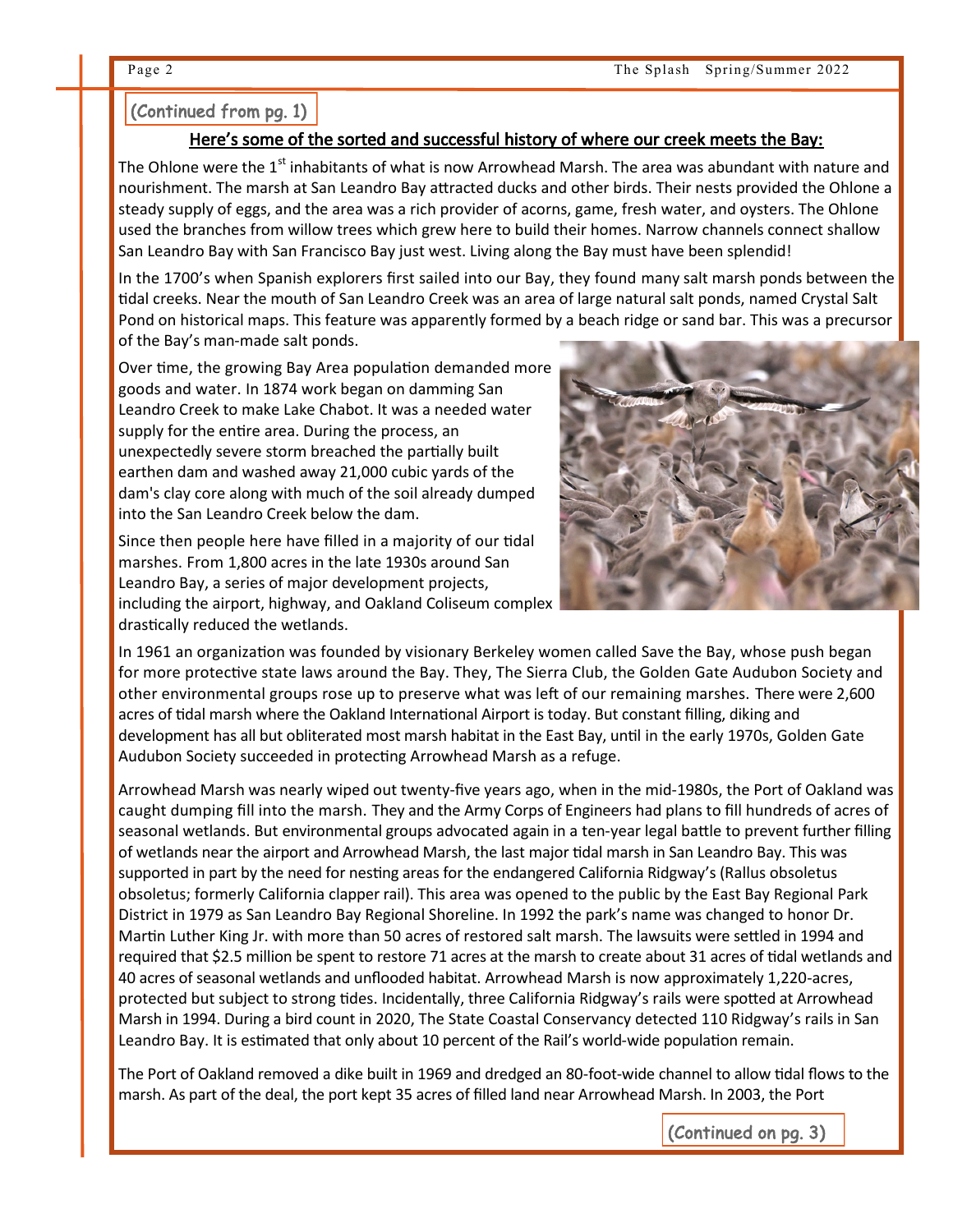(Continued from pg. 1)

## Here's some of the sorted and successful history of where our creek meets the Bay:

The Ohlone were the 1st inhabitants of what is now Arrowhead Marsh. The area was abundant with nature and nourishment. The marsh at San Leandro Bay attracted ducks and other birds. Their nests provided the Ohlone a steady supply of eggs, and the area was a rich provider of acorns, game, fresh water, and oysters. The Ohlone used the branches from willow trees which grew here to build their homes. Narrow channels connect shallow San Leandro Bay with San Francisco Bay just west. Living along the Bay must have been splendid!

In the 1700's when Spanish explorers first sailed into our Bay, they found many salt marsh ponds between the tidal creeks. Near the mouth of San Leandro Creek was an area of large natural salt ponds, named Crystal Salt Pond on historical maps. This feature was apparently formed by a beach ridge or sand bar. This was a precursor of the Bay's man-made salt ponds.

Over time, the growing Bay Area population demanded more goods and water. In 1874 work began on damming San Leandro Creek to make Lake Chabot. It was a needed water supply for the entire area. During the process, an unexpectedly severe storm breached the partially built earthen dam and washed away 21,000 cubic yards of the dam's clay core along with much of the soil already dumped into the San Leandro Creek below the dam.

Since then people here have filled in a majority of our tidal marshes. From 1,800 acres in the late 1930s around San Leandro Bay, a series of major development projects, including the airport, highway, and Oakland Coliseum complex drastically reduced the wetlands.

In 1961 an organization was founded by visionary Berkeley women called Save the Bay, whose push began for more protective state laws around the Bay. They, The Sierra Club, the Golden Gate Audubon Society and other environmental groups rose up to preserve what was left of our remaining marshes. There were 2,600 acres of tidal marsh where the Oakland International Airport is today. But constant filling, diking and development has all but obliterated most marsh habitat in the East Bay, until in the early 1970s, Golden Gate Audubon Society succeeded in protecting Arrowhead Marsh as a refuge.

Arrowhead Marsh was nearly wiped out twenty-five years ago, when in the mid-1980s, the Port of Oakland was caught dumping fill into the marsh. They and the Army Corps of Engineers had plans to fill hundreds of acres of seasonal wetlands. But environmental groups advocated again in a ten-year legal battle to prevent further filling of wetlands near the airport and Arrowhead Marsh, the last major tidal marsh in San Leandro Bay. This was supported in part by the need for nesting areas for the endangered California Ridgway's (Rallus obsoletus obsoletus; formerly California clapper rail). This area was opened to the public by the East Bay Regional Park District in 1979 as San Leandro Bay Regional Shoreline. In 1992 the park's name was changed to honor Dr. Martin Luther King Jr. with more than 50 acres of restored salt marsh. The lawsuits were settled in 1994 and required that $2.5 million be spent to restore 71 acres at the marsh to create about 31 acres of tidal wetlands and 40 acres of seasonal wetlands and unflooded habitat. Arrowhead Marsh is now approximately 1,220-acres, protected but subject to strong tides. Incidentally, three California Ridgway's rails were spotted at Arrowhead Marsh in 1994. During a bird count in 2020, The State Coastal Conservancy detected 110 Ridgway's rails in San Leandro Bay. It is estimated that only about 10 percent of the Rail's world-wide population remain.

The Port of Oakland removed a dike built in 1969 and dredged an 80-foot-wide channel to allow tidal flows to the marsh. As part of the deal, the port kept 35 acres of filled land near Arrowhead Marsh. In 2003, the Port

(Continued on pg. 3)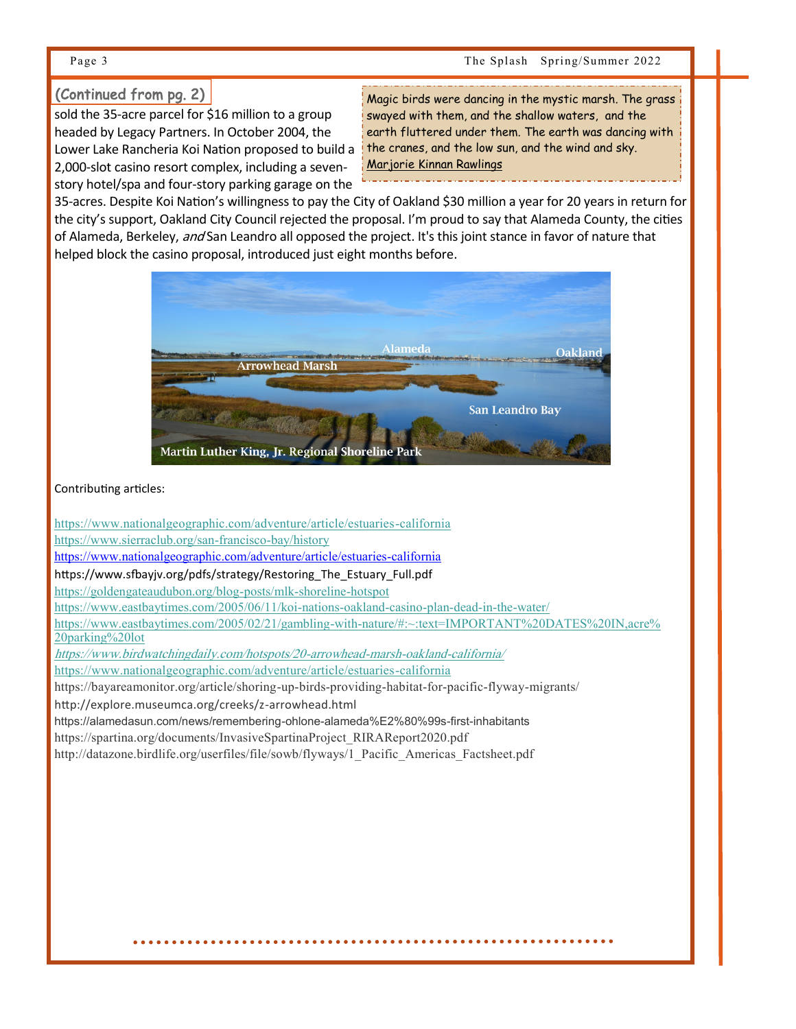(Continued from pg. 2)

sold the 35-acre parcel for $16 million to a group headed by Legacy Partners. In October 2004, the Lower Lake Rancheria Koi Nation proposed to build a 2,000-slot casino resort complex, including a seven-story hotel/spa and four-story parking garage on the 35-acres. Despite Koi Nation's willingness to pay the City of Oakland $30 million a year for 20 years in return for the city's support, Oakland City Council rejected the proposal. I'm proud to say that Alameda County, the cities of Alameda, Berkeley, *and* San Leandro all opposed the project. It's this joint stance in favor of nature that helped block the casino proposal, introduced just eight months before.

> Magic birds were dancing in the mystic marsh. The grass swayed with them, and the shallow waters, and the earth fluttered under them. The earth was dancing with the cranes, and the low sun, and the wind and sky.
> Marjorie Kinnan Rawlings

Contributing articles:

https://www.nationalgeographic.com/adventure/article/estuaries-california
https://www.sierraclub.org/san-francisco-bay/history
https://www.nationalgeographic.com/adventure/article/estuaries-california
https://www.sfbayjv.org/pdfs/strategy/Restoring_The_Estuary_Full.pdf
https://goldengateaudubon.org/blog-posts/mlk-shoreline-hotspot
https://www.eastbaytimes.com/2005/06/11/koi-nations-oakland-casino-plan-dead-in-the-water/
https://www.eastbaytimes.com/2005/02/21/gambling-with-nature/#:~:text=IMPORTANT%20DATES%20IN,acre%20parking%20lot
*https://www.birdwatchingdaily.com/hotspots/20-arrowhead-marsh-oakland-california/*
https://www.nationalgeographic.com/adventure/article/estuaries-california
https://bayareamonitor.org/article/shoring-up-birds-providing-habitat-for-pacific-flyway-migrants/
http://explore.museumca.org/creeks/z-arrowhead.html
https://alamedasun.com/news/remembering-ohlone-alameda%E2%80%99s-first-inhabitants
https://spartina.org/documents/InvasiveSpartinaProject_RIRAReport2020.pdf
http://datazone.birdlife.org/userfiles/file/sowb/flyways/1_Pacific_Americas_Factsheet.pdf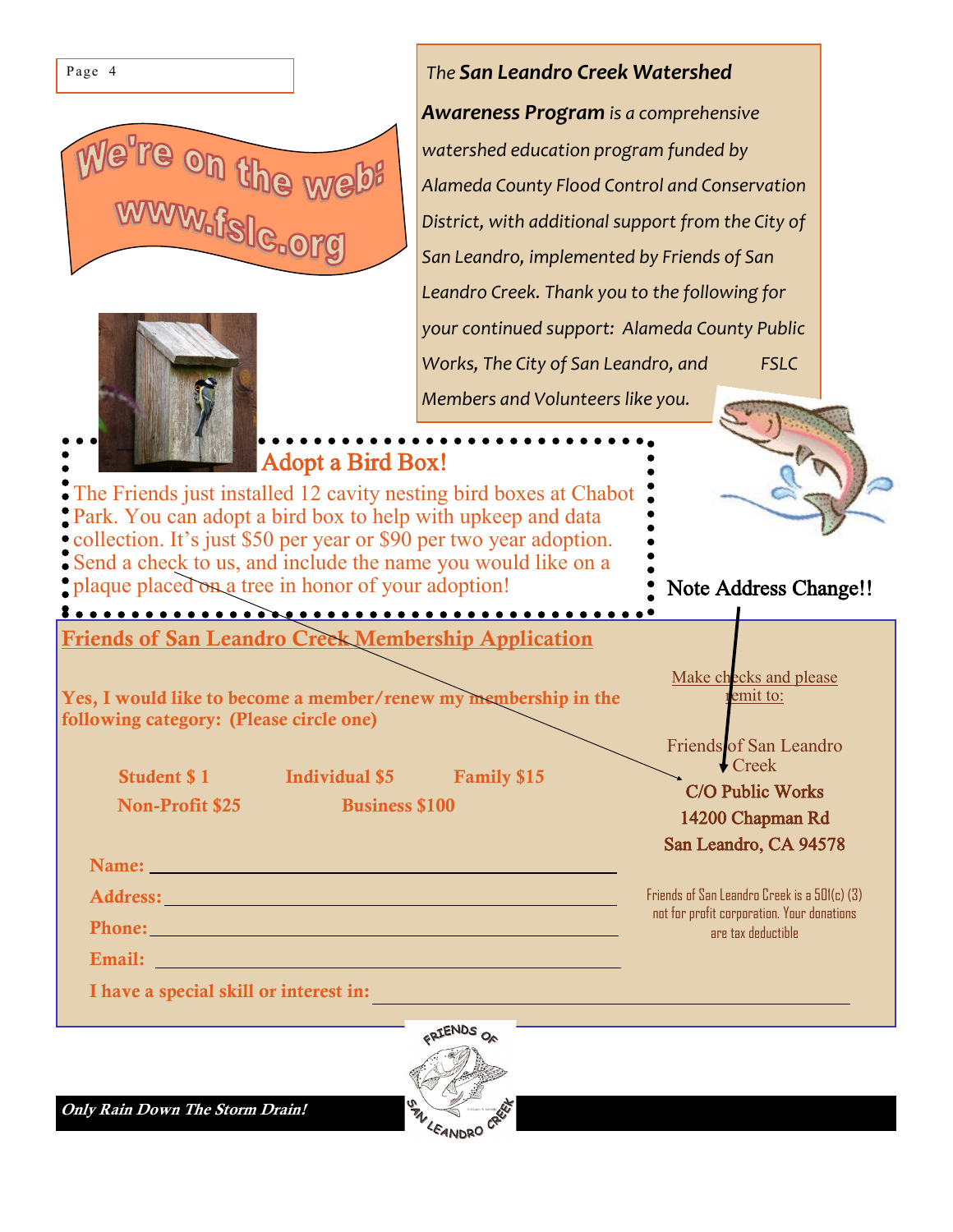We're on the web: www.fslc.org

*The **San Leandro Creek Watershed Awareness Program** is a comprehensive watershed education program funded by Alameda County Flood Control and Conservation District, with additional support from the City of San Leandro, implemented by Friends of San Leandro Creek. Thank you to the following for your continued support: Alameda County Public Works, The City of San Leandro, and FSLC Members and Volunteers like you.*

## Adopt a Bird Box!

The Friends just installed 12 cavity nesting bird boxes at Chabot Park. You can adopt a bird box to help with upkeep and data collection. It's just $50 per year or $90 per two year adoption. Send a check to us, and include the name you would like on a plaque placed on a tree in honor of your adoption!

Note Address Change!!

## Friends of San Leandro Creek Membership Application

**Yes, I would like to become a member/renew my membership in the following category: (Please circle one)**

**Student $ 1 Individual $5 Family $15**

**Non-Profit $25 Business $100**

**Name:** ______________________

**Address:** ______________________

**Phone:** ______________________

**Email:** ______________________

**I have a special skill or interest in:** ______________________

Make checks and please remit to:

Friends of San Leandro Creek
C/O Public Works
14200 Chapman Rd
San Leandro, CA 94578

Friends of San Leandro Creek is a 501(c) (3) not for profit corporation. Your donations are tax deductible

***Only Rain Down The Storm Drain!***

FRIENDS OF SAN LEANDRO CREEK